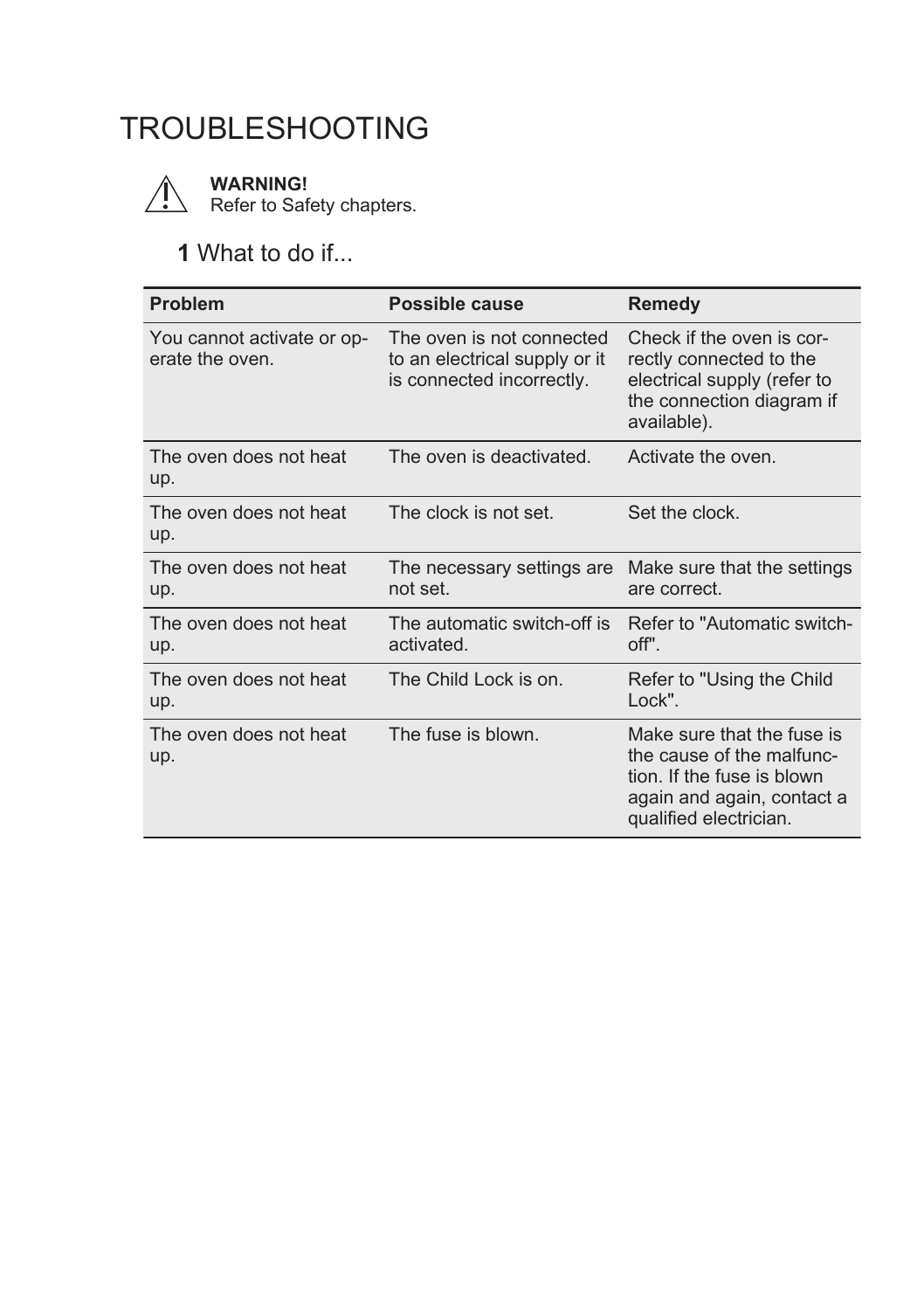# TROUBLESHOOTING

**WARNING!**
Refer to Safety chapters.

## 1 What to do if...

| Problem | Possible cause | Remedy |
|---|---|---|
| You cannot activate or operate the oven. | The oven is not connected to an electrical supply or it is connected incorrectly. | Check if the oven is correctly connected to the electrical supply (refer to the connection diagram if available). |
| The oven does not heat up. | The oven is deactivated. | Activate the oven. |
| The oven does not heat up. | The clock is not set. | Set the clock. |
| The oven does not heat up. | The necessary settings are not set. | Make sure that the settings are correct. |
| The oven does not heat up. | The automatic switch-off is activated. | Refer to "Automatic switch-off". |
| The oven does not heat up. | The Child Lock is on. | Refer to "Using the Child Lock". |
| The oven does not heat up. | The fuse is blown. | Make sure that the fuse is the cause of the malfunction. If the fuse is blown again and again, contact a qualified electrician. |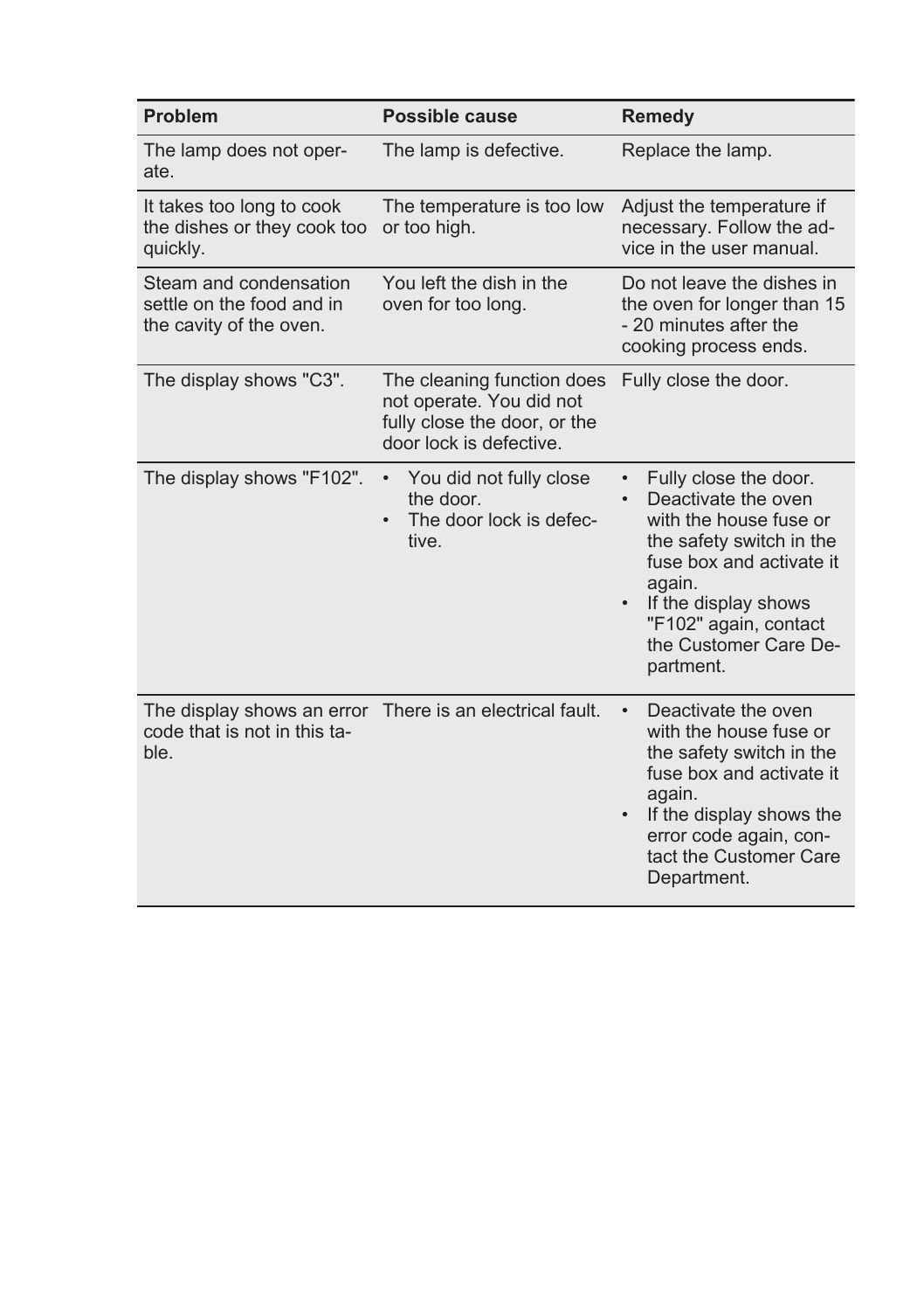| Problem | Possible cause | Remedy |
| --- | --- | --- |
| The lamp does not operate. | The lamp is defective. | Replace the lamp. |
| It takes too long to cook the dishes or they cook too quickly. | The temperature is too low or too high. | Adjust the temperature if necessary. Follow the advice in the user manual. |
| Steam and condensation settle on the food and in the cavity of the oven. | You left the dish in the oven for too long. | Do not leave the dishes in the oven for longer than 15 - 20 minutes after the cooking process ends. |
| The display shows "C3". | The cleaning function does not operate. You did not fully close the door, or the door lock is defective. | Fully close the door. |
| The display shows "F102". | • You did not fully close the door.<br>• The door lock is defective. | • Fully close the door.<br>• Deactivate the oven with the house fuse or the safety switch in the fuse box and activate it again.<br>• If the display shows "F102" again, contact the Customer Care Department. |
| The display shows an error code that is not in this table. | There is an electrical fault. | • Deactivate the oven with the house fuse or the safety switch in the fuse box and activate it again.<br>• If the display shows the error code again, contact the Customer Care Department. |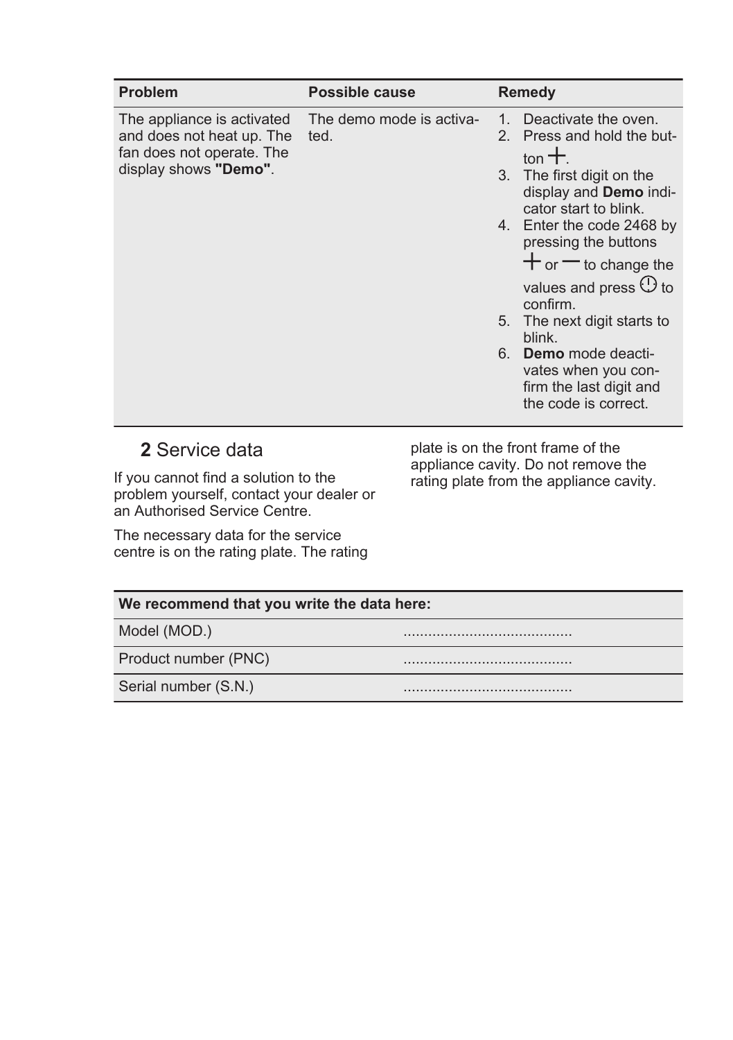| Problem | Possible cause | Remedy |
| --- | --- | --- |
| The appliance is activated and does not heat up. The fan does not operate. The display shows **"Demo"**. | The demo mode is activated. | 1. Deactivate the oven.<br>2. Press and hold the button +.<br>3. The first digit on the display and **Demo** indicator start to blink.<br>4. Enter the code 2468 by pressing the buttons + or − to change the values and press ⏻ to confirm.<br>5. The next digit starts to blink.<br>6. **Demo** mode deactivates when you confirm the last digit and the code is correct. |

## 2 Service data

If you cannot find a solution to the problem yourself, contact your dealer or an Authorised Service Centre.

The necessary data for the service centre is on the rating plate. The rating plate is on the front frame of the appliance cavity. Do not remove the rating plate from the appliance cavity.

| We recommend that you write the data here: | |
| --- | --- |
| Model (MOD.) | ........................................ |
| Product number (PNC) | ........................................ |
| Serial number (S.N.) | ........................................ |